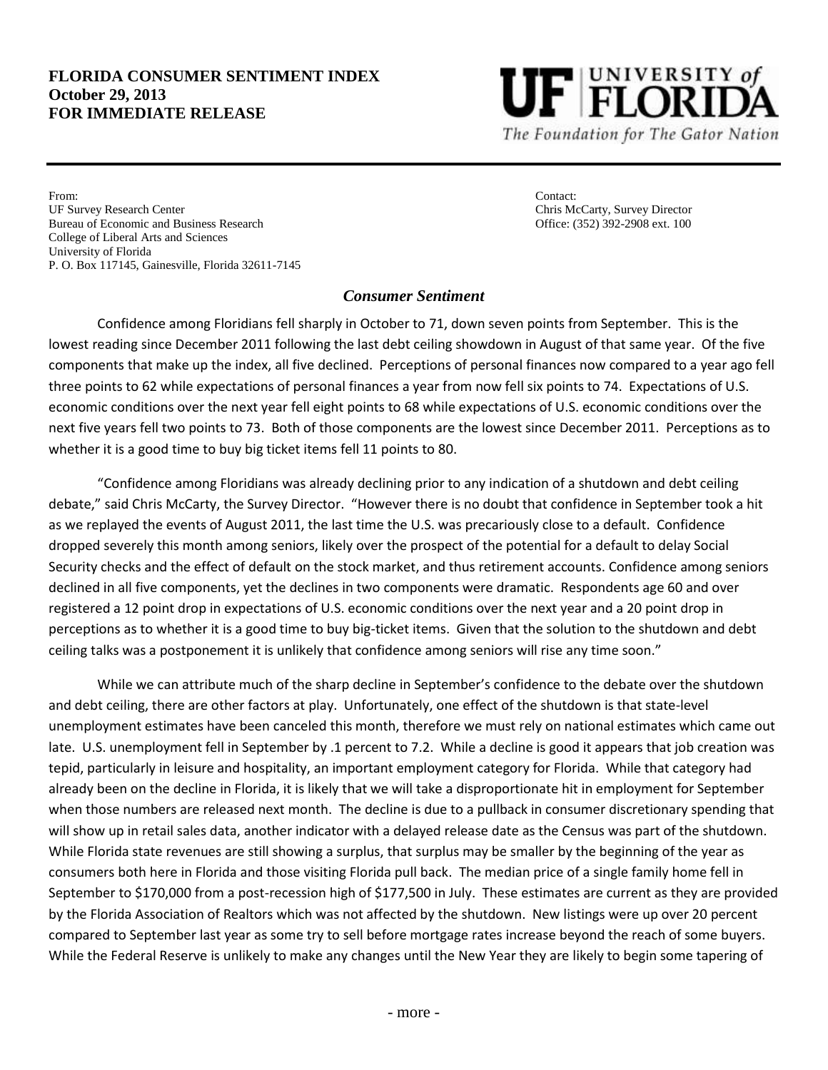**FLORIDA CONSUMER SENTIMENT INDEX**
**October 29, 2013**
**FOR IMMEDIATE RELEASE**

UF | UNIVERSITY of FLORIDA
*The Foundation for The Gator Nation*

From:
UF Survey Research Center
Bureau of Economic and Business Research
College of Liberal Arts and Sciences
University of Florida
P. O. Box 117145, Gainesville, Florida 32611-7145

Contact:
Chris McCarty, Survey Director
Office: (352) 392-2908 ext. 100

## *Consumer Sentiment*

Confidence among Floridians fell sharply in October to 71, down seven points from September. This is the lowest reading since December 2011 following the last debt ceiling showdown in August of that same year. Of the five components that make up the index, all five declined. Perceptions of personal finances now compared to a year ago fell three points to 62 while expectations of personal finances a year from now fell six points to 74. Expectations of U.S. economic conditions over the next year fell eight points to 68 while expectations of U.S. economic conditions over the next five years fell two points to 73. Both of those components are the lowest since December 2011. Perceptions as to whether it is a good time to buy big ticket items fell 11 points to 80.

"Confidence among Floridians was already declining prior to any indication of a shutdown and debt ceiling debate," said Chris McCarty, the Survey Director. "However there is no doubt that confidence in September took a hit as we replayed the events of August 2011, the last time the U.S. was precariously close to a default. Confidence dropped severely this month among seniors, likely over the prospect of the potential for a default to delay Social Security checks and the effect of default on the stock market, and thus retirement accounts. Confidence among seniors declined in all five components, yet the declines in two components were dramatic. Respondents age 60 and over registered a 12 point drop in expectations of U.S. economic conditions over the next year and a 20 point drop in perceptions as to whether it is a good time to buy big-ticket items. Given that the solution to the shutdown and debt ceiling talks was a postponement it is unlikely that confidence among seniors will rise any time soon."

While we can attribute much of the sharp decline in September's confidence to the debate over the shutdown and debt ceiling, there are other factors at play. Unfortunately, one effect of the shutdown is that state-level unemployment estimates have been canceled this month, therefore we must rely on national estimates which came out late. U.S. unemployment fell in September by .1 percent to 7.2. While a decline is good it appears that job creation was tepid, particularly in leisure and hospitality, an important employment category for Florida. While that category had already been on the decline in Florida, it is likely that we will take a disproportionate hit in employment for September when those numbers are released next month. The decline is due to a pullback in consumer discretionary spending that will show up in retail sales data, another indicator with a delayed release date as the Census was part of the shutdown. While Florida state revenues are still showing a surplus, that surplus may be smaller by the beginning of the year as consumers both here in Florida and those visiting Florida pull back. The median price of a single family home fell in September to $170,000 from a post-recession high of $177,500 in July. These estimates are current as they are provided by the Florida Association of Realtors which was not affected by the shutdown. New listings were up over 20 percent compared to September last year as some try to sell before mortgage rates increase beyond the reach of some buyers. While the Federal Reserve is unlikely to make any changes until the New Year they are likely to begin some tapering of

- more -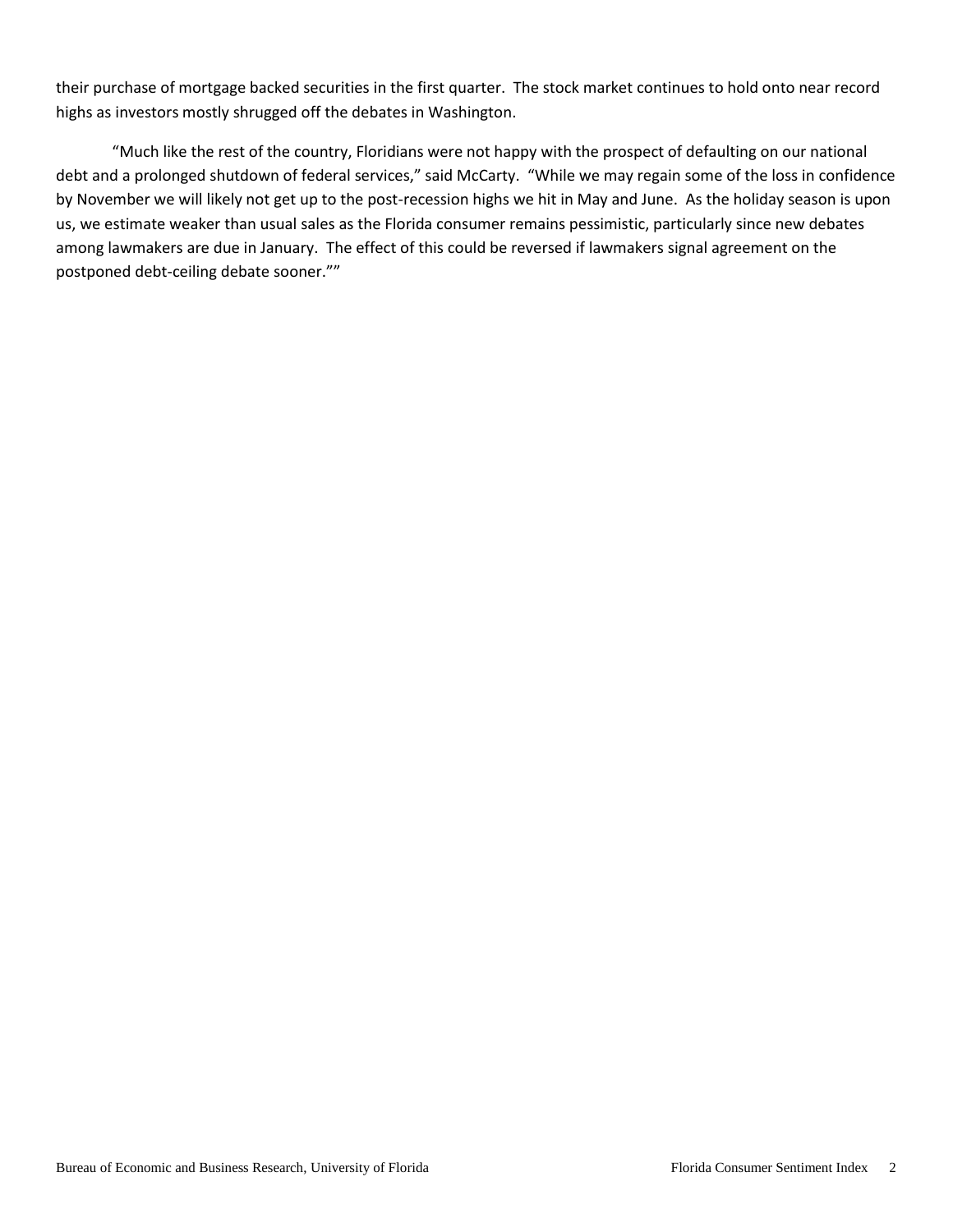their purchase of mortgage backed securities in the first quarter. The stock market continues to hold onto near record highs as investors mostly shrugged off the debates in Washington.

"Much like the rest of the country, Floridians were not happy with the prospect of defaulting on our national debt and a prolonged shutdown of federal services," said McCarty. "While we may regain some of the loss in confidence by November we will likely not get up to the post-recession highs we hit in May and June. As the holiday season is upon us, we estimate weaker than usual sales as the Florida consumer remains pessimistic, particularly since new debates among lawmakers are due in January. The effect of this could be reversed if lawmakers signal agreement on the postponed debt-ceiling debate sooner.""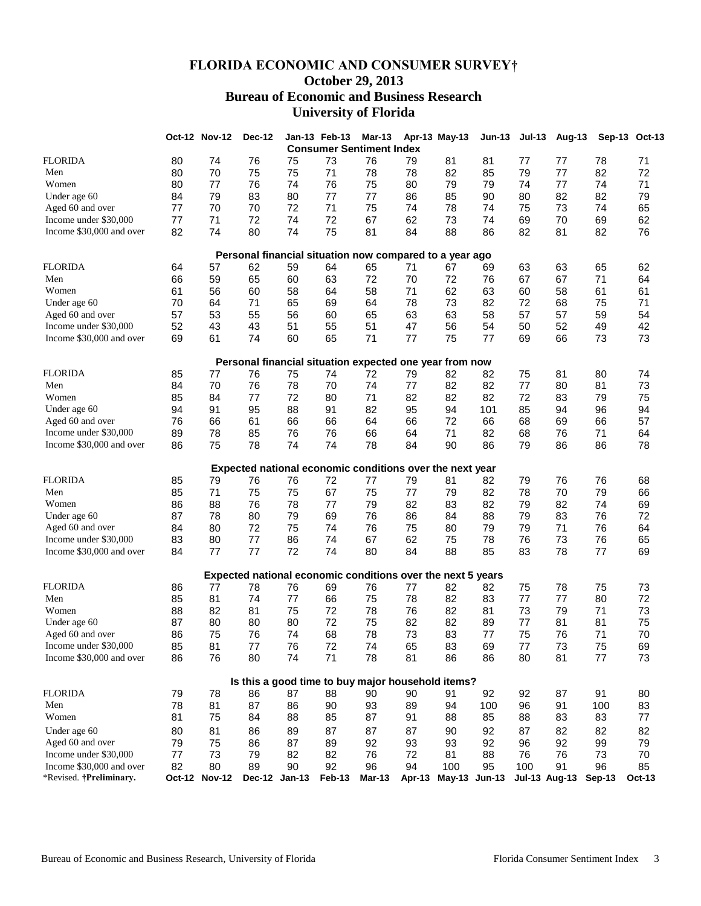# FLORIDA ECONOMIC AND CONSUMER SURVEY†
## October 29, 2013
## Bureau of Economic and Business Research
## University of Florida

| | Oct-12 | Nov-12 | Dec-12 | Jan-13 | Feb-13 | Mar-13 | Apr-13 | May-13 | Jun-13 | Jul-13 | Aug-13 | Sep-13 | Oct-13 |
|---|---|---|---|---|---|---|---|---|---|---|---|---|---|
| **Consumer Sentiment Index** | | | | | | | | | | | | | |
| FLORIDA | 80 | 74 | 76 | 75 | 73 | 76 | 79 | 81 | 81 | 77 | 77 | 78 | 71 |
| Men | 80 | 70 | 75 | 75 | 71 | 78 | 78 | 82 | 85 | 79 | 77 | 82 | 72 |
| Women | 80 | 77 | 76 | 74 | 76 | 75 | 80 | 79 | 79 | 74 | 77 | 74 | 71 |
| Under age 60 | 84 | 79 | 83 | 80 | 77 | 77 | 86 | 85 | 90 | 80 | 82 | 82 | 79 |
| Aged 60 and over | 77 | 70 | 70 | 72 | 71 | 75 | 74 | 78 | 74 | 75 | 73 | 74 | 65 |
| Income under $30,000 | 77 | 71 | 72 | 74 | 72 | 67 | 62 | 73 | 74 | 69 | 70 | 69 | 62 |
| Income $30,000 and over | 82 | 74 | 80 | 74 | 75 | 81 | 84 | 88 | 86 | 82 | 81 | 82 | 76 |
| **Personal financial situation now compared to a year ago** | | | | | | | | | | | | | |
| FLORIDA | 64 | 57 | 62 | 59 | 64 | 65 | 71 | 67 | 69 | 63 | 63 | 65 | 62 |
| Men | 66 | 59 | 65 | 60 | 63 | 72 | 70 | 72 | 76 | 67 | 67 | 71 | 64 |
| Women | 61 | 56 | 60 | 58 | 64 | 58 | 71 | 62 | 63 | 60 | 58 | 61 | 61 |
| Under age 60 | 70 | 64 | 71 | 65 | 69 | 64 | 78 | 73 | 82 | 72 | 68 | 75 | 71 |
| Aged 60 and over | 57 | 53 | 55 | 56 | 60 | 65 | 63 | 63 | 58 | 57 | 57 | 59 | 54 |
| Income under $30,000 | 52 | 43 | 43 | 51 | 55 | 51 | 47 | 56 | 54 | 50 | 52 | 49 | 42 |
| Income $30,000 and over | 69 | 61 | 74 | 60 | 65 | 71 | 77 | 75 | 77 | 69 | 66 | 73 | 73 |
| **Personal financial situation expected one year from now** | | | | | | | | | | | | | |
| FLORIDA | 85 | 77 | 76 | 75 | 74 | 72 | 79 | 82 | 82 | 75 | 81 | 80 | 74 |
| Men | 84 | 70 | 76 | 78 | 70 | 74 | 77 | 82 | 82 | 77 | 80 | 81 | 73 |
| Women | 85 | 84 | 77 | 72 | 80 | 71 | 82 | 82 | 82 | 72 | 83 | 79 | 75 |
| Under age 60 | 94 | 91 | 95 | 88 | 91 | 82 | 95 | 94 | 101 | 85 | 94 | 96 | 94 |
| Aged 60 and over | 76 | 66 | 61 | 66 | 66 | 64 | 66 | 72 | 66 | 68 | 69 | 66 | 57 |
| Income under $30,000 | 89 | 78 | 85 | 76 | 76 | 66 | 64 | 71 | 82 | 68 | 76 | 71 | 64 |
| Income $30,000 and over | 86 | 75 | 78 | 74 | 74 | 78 | 84 | 90 | 86 | 79 | 86 | 86 | 78 |
| **Expected national economic conditions over the next year** | | | | | | | | | | | | | |
| FLORIDA | 85 | 79 | 76 | 76 | 72 | 77 | 79 | 81 | 82 | 79 | 76 | 76 | 68 |
| Men | 85 | 71 | 75 | 75 | 67 | 75 | 77 | 79 | 82 | 78 | 70 | 79 | 66 |
| Women | 86 | 88 | 76 | 78 | 77 | 79 | 82 | 83 | 82 | 79 | 82 | 74 | 69 |
| Under age 60 | 87 | 78 | 80 | 79 | 69 | 76 | 86 | 84 | 88 | 79 | 83 | 76 | 72 |
| Aged 60 and over | 84 | 80 | 72 | 75 | 74 | 76 | 75 | 80 | 79 | 79 | 71 | 76 | 64 |
| Income under $30,000 | 83 | 80 | 77 | 86 | 74 | 67 | 62 | 75 | 78 | 76 | 73 | 76 | 65 |
| Income $30,000 and over | 84 | 77 | 77 | 72 | 74 | 80 | 84 | 88 | 85 | 83 | 78 | 77 | 69 |
| **Expected national economic conditions over the next 5 years** | | | | | | | | | | | | | |
| FLORIDA | 86 | 77 | 78 | 76 | 69 | 76 | 77 | 82 | 82 | 75 | 78 | 75 | 73 |
| Men | 85 | 81 | 74 | 77 | 66 | 75 | 78 | 82 | 83 | 77 | 77 | 80 | 72 |
| Women | 88 | 82 | 81 | 75 | 72 | 78 | 76 | 82 | 81 | 73 | 79 | 71 | 73 |
| Under age 60 | 87 | 80 | 80 | 80 | 72 | 75 | 82 | 82 | 89 | 77 | 81 | 81 | 75 |
| Aged 60 and over | 86 | 75 | 76 | 74 | 68 | 78 | 73 | 83 | 77 | 75 | 76 | 71 | 70 |
| Income under $30,000 | 85 | 81 | 77 | 76 | 72 | 74 | 65 | 83 | 69 | 77 | 73 | 75 | 69 |
| Income $30,000 and over | 86 | 76 | 80 | 74 | 71 | 78 | 81 | 86 | 86 | 80 | 81 | 77 | 73 |
| **Is this a good time to buy major household items?** | | | | | | | | | | | | | |
| FLORIDA | 79 | 78 | 86 | 87 | 88 | 90 | 90 | 91 | 92 | 92 | 87 | 91 | 80 |
| Men | 78 | 81 | 87 | 86 | 90 | 93 | 89 | 94 | 100 | 96 | 91 | 100 | 83 |
| Women | 81 | 75 | 84 | 88 | 85 | 87 | 91 | 88 | 85 | 88 | 83 | 83 | 77 |
| Under age 60 | 80 | 81 | 86 | 89 | 87 | 87 | 87 | 90 | 92 | 87 | 82 | 82 | 82 |
| Aged 60 and over | 79 | 75 | 86 | 87 | 89 | 92 | 93 | 93 | 92 | 96 | 92 | 99 | 79 |
| Income under $30,000 | 77 | 73 | 79 | 82 | 82 | 76 | 72 | 81 | 88 | 76 | 76 | 73 | 70 |
| Income $30,000 and over | 82 | 80 | 89 | 90 | 92 | 96 | 94 | 100 | 95 | 100 | 91 | 96 | 85 |
| *Revised. †**Preliminary.** | Oct-12 | Nov-12 | Dec-12 | Jan-13 | Feb-13 | Mar-13 | Apr-13 | May-13 | Jun-13 | Jul-13 | Aug-13 | Sep-13 | Oct-13 |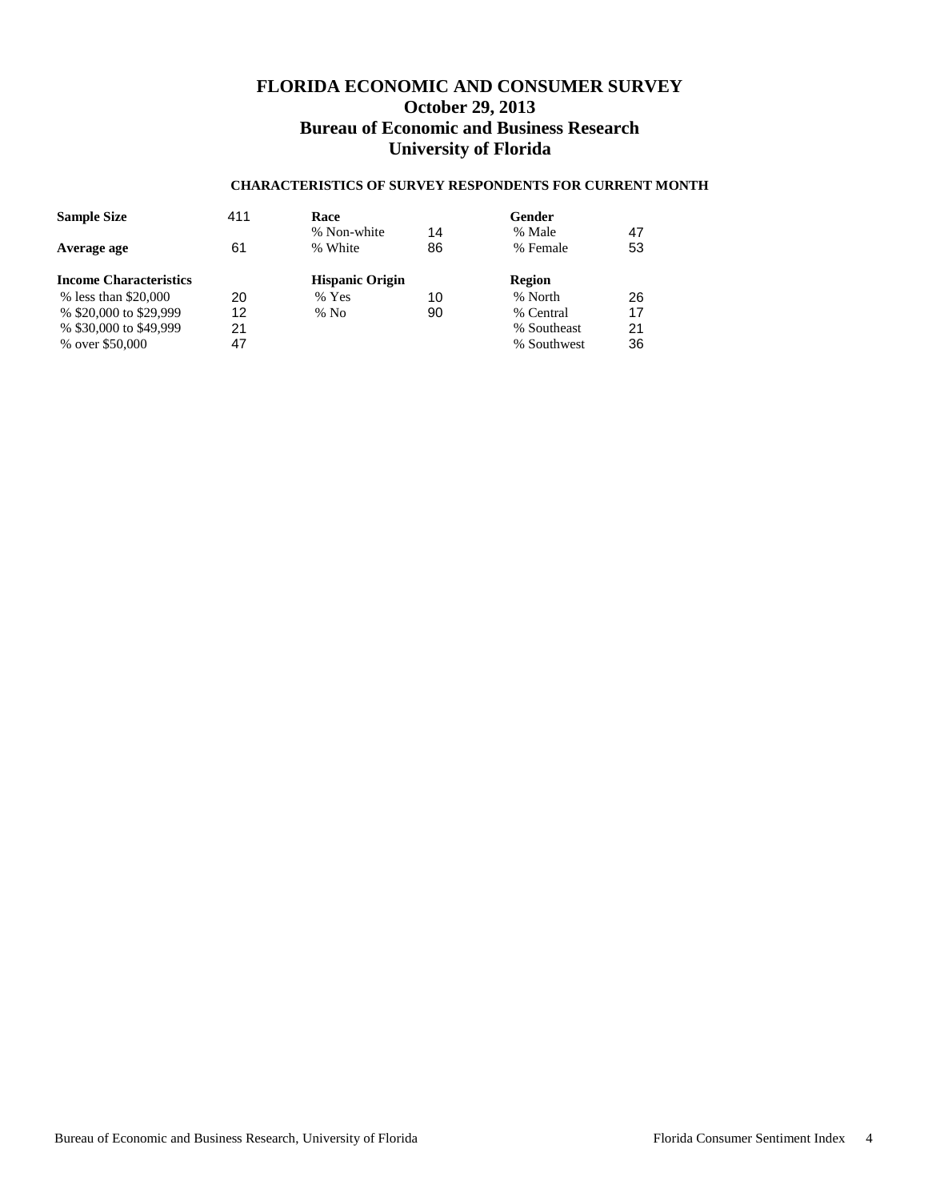# FLORIDA ECONOMIC AND CONSUMER SURVEY
## October 29, 2013
## Bureau of Economic and Business Research
## University of Florida

**CHARACTERISTICS OF SURVEY RESPONDENTS FOR CURRENT MONTH**

| | | | | | |
|---|---|---|---|---|---|
| **Sample Size** | 411 | **Race** | | **Gender** | |
| | | % Non-white | 14 | % Male | 47 |
| **Average age** | 61 | % White | 86 | % Female | 53 |
| **Income Characteristics** | | **Hispanic Origin** | | **Region** | |
| % less than $20,000 | 20 | % Yes | 10 | % North | 26 |
| % $20,000 to $29,999 | 12 | % No | 90 | % Central | 17 |
| % $30,000 to $49,999 | 21 | | | % Southeast | 21 |
| % over $50,000 | 47 | | | % Southwest | 36 |